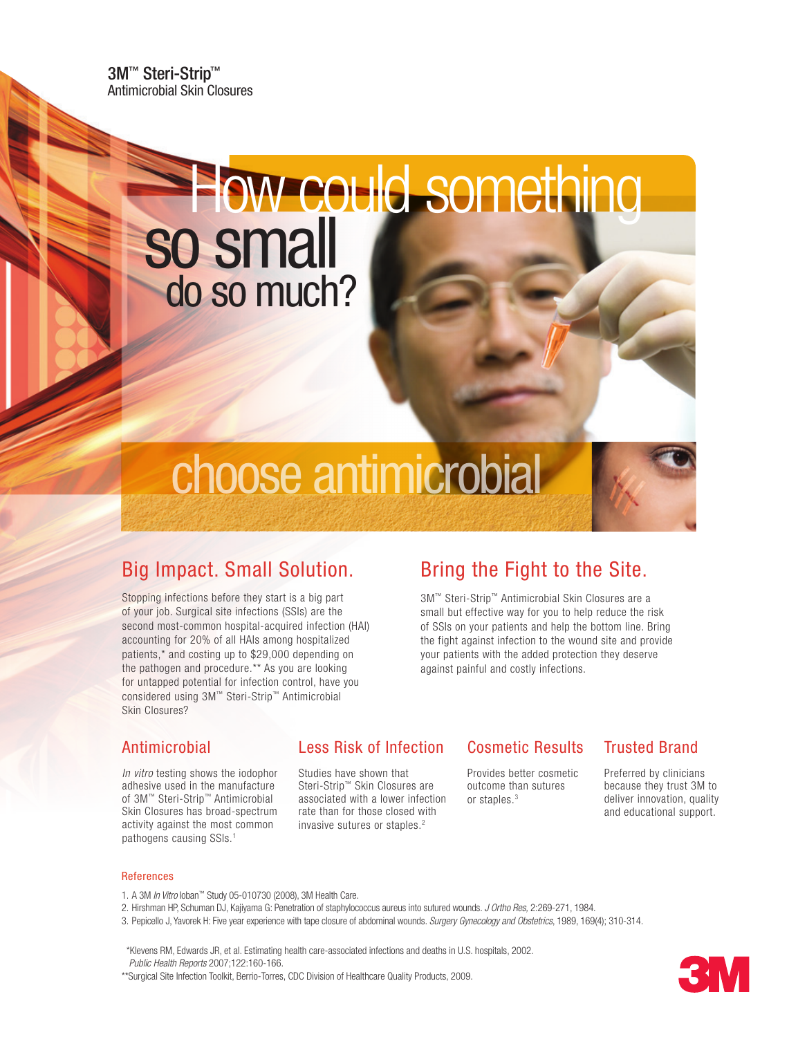3M™ Steri-Strip™
Antimicrobial Skin Closures

# How could something so small do so much?

## choose antimicrobial

## Big Impact. Small Solution.

Stopping infections before they start is a big part of your job. Surgical site infections (SSIs) are the second most-common hospital-acquired infection (HAI) accounting for 20% of all HAIs among hospitalized patients,* and costing up to $29,000 depending on the pathogen and procedure.** As you are looking for untapped potential for infection control, have you considered using 3M™ Steri-Strip™ Antimicrobial Skin Closures?

## Bring the Fight to the Site.

3M™ Steri-Strip™ Antimicrobial Skin Closures are a small but effective way for you to help reduce the risk of SSIs on your patients and help the bottom line. Bring the fight against infection to the wound site and provide your patients with the added protection they deserve against painful and costly infections.

### Antimicrobial

*In vitro* testing shows the iodophor adhesive used in the manufacture of 3M™ Steri-Strip™ Antimicrobial Skin Closures has broad-spectrum activity against the most common pathogens causing SSIs.[1]

### Less Risk of Infection

Studies have shown that Steri-Strip™ Skin Closures are associated with a lower infection rate than for those closed with invasive sutures or staples.[2]

### Cosmetic Results

Provides better cosmetic outcome than sutures or staples.[3]

### Trusted Brand

Preferred by clinicians because they trust 3M to deliver innovation, quality and educational support.

#### References

1. A 3M *In Vitro* Ioban™ Study 05-010730 (2008), 3M Health Care.
2. Hirshman HP, Schuman DJ, Kajiyama G: Penetration of staphylococcus aureus into sutured wounds. *J Ortho Res*, 2:269-271, 1984.
3. Pepicello J, Yavorek H: Five year experience with tape closure of abdominal wounds. *Surgery Gynecology and Obstetrics*, 1989, 169(4); 310-314.

*Klevens RM, Edwards JR, et al. Estimating health care-associated infections and deaths in U.S. hospitals, 2002. *Public Health Reports* 2007;122:160-166.

**Surgical Site Infection Toolkit, Berrio-Torres, CDC Division of Healthcare Quality Products, 2009.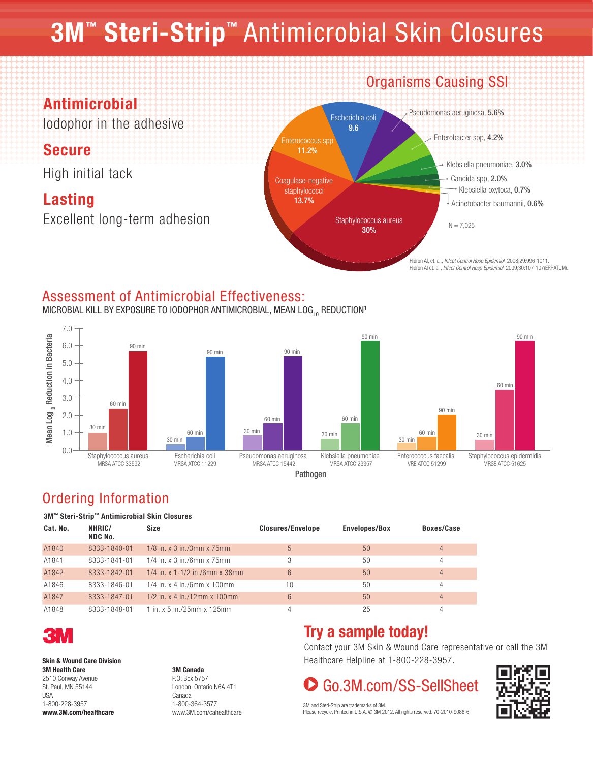# 3M™ Steri-Strip™ Antimicrobial Skin Closures

## Antimicrobial

Iodophor in the adhesive

## Secure

High initial tack

## Lasting

Excellent long-term adhesion

## Organisms Causing SSI

Escherichia coli 9.6
Pseudomonas aeruginosa, 5.6%
Enterobacter spp, 4.2%
Klebsiella pneumoniae, 3.0%
Candida spp, 2.0%
Klebsiella oxytoca, 0.7%
Acinetobacter baumannii, 0.6%
Enterococcus spp 11.2%
Coagulase-negative staphylococci 13.7%
Staphylococcus aureus 30%
N = 7,025

Hidron AI, et. al., *Infect Control Hosp Epidemiol.* 2008;29:996-1011.
Hidron AI et. al., *Infect Control Hosp Epidemiol.* 2009;30:107-107(ERRATUM).

## Assessment of Antimicrobial Effectiveness:

MICROBIAL KILL BY EXPOSURE TO IODOPHOR ANTIMICROBIAL, MEAN $LOG_{10}$ REDUCTION[1]

Mean $Log_{10}$ Reduction in Bacteria
7.0
6.0
5.0
4.0
3.0
2.0
1.0
0.0

30 min
60 min
90 min

Staphylococcus aureus MRSA ATCC 33592
Escherichia coli MRSA ATCC 11229
Pseudomonas aeruginosa MRSA ATCC 15442
Klebsiella pneumoniae MRSA ATCC 23357
Enterococcus faecalis VRE ATCC 51299
Staphylococcus epidermidis MRSE ATCC 51625

Pathogen

## Ordering Information

**3M™ Steri-Strip™ Antimicrobial Skin Closures**

| Cat. No. | NHRIC/ NDC No. | Size | Closures/Envelope | Envelopes/Box | Boxes/Case |
|---|---|---|---|---|---|
| A1840 | 8333-1840-01 | 1/8 in. x 3 in./3mm x 75mm | 5 | 50 | 4 |
| A1841 | 8333-1841-01 | 1/4 in. x 3 in./6mm x 75mm | 3 | 50 | 4 |
| A1842 | 8333-1842-01 | 1/4 in. x 1-1/2 in./6mm x 38mm | 6 | 50 | 4 |
| A1846 | 8333-1846-01 | 1/4 in. x 4 in./6mm x 100mm | 10 | 50 | 4 |
| A1847 | 8333-1847-01 | 1/2 in. x 4 in./12mm x 100mm | 6 | 50 | 4 |
| A1848 | 8333-1848-01 | 1 in. x 5 in./25mm x 125mm | 4 | 25 | 4 |

3M

**Skin & Wound Care Division**
**3M Health Care**
2510 Conway Avenue
St. Paul, MN 55144
USA
1-800-228-3957
**www.3M.com/healthcare**

**3M Canada**
P.O. Box 5757
London, Ontario N6A 4T1
Canada
1-800-364-3577
www.3M.com/cahealthcare

## Try a sample today!

Contact your 3M Skin & Wound Care representative or call the 3M Healthcare Helpline at 1-800-228-3957.

Go.3M.com/SS-SellSheet

3M and Steri-Strip are trademarks of 3M.
Please recycle. Printed in U.S.A. © 3M 2012. All rights reserved. 70-2010-9088-6